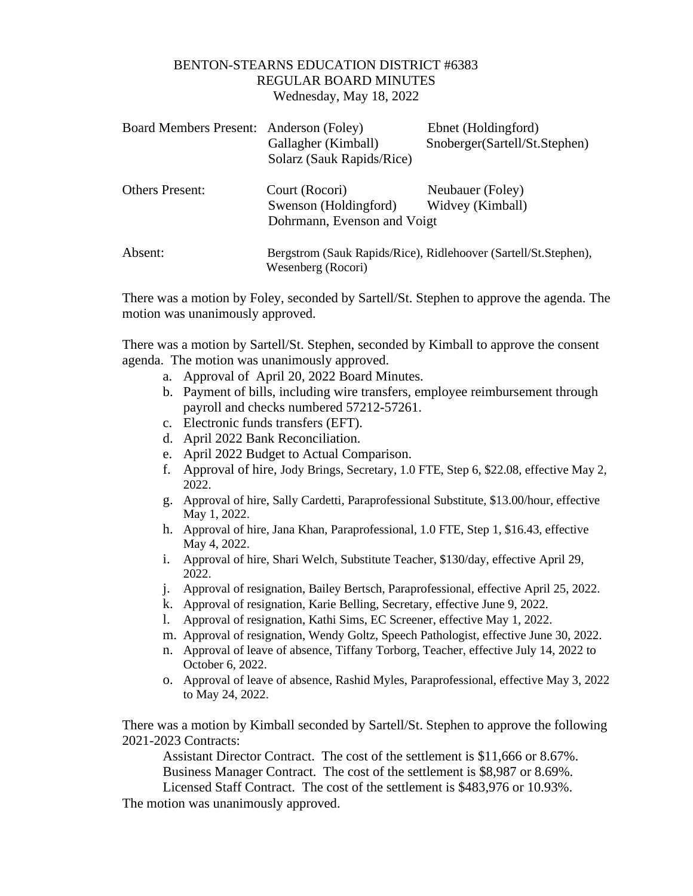# BENTON-STEARNS EDUCATION DISTRICT #6383
## REGULAR BOARD MINUTES
Wednesday, May 18, 2022

| | | |
|---|---|---|
| Board Members Present: | Anderson (Foley) | Ebnet (Holdingford) |
| | Gallagher (Kimball) | Snoberger(Sartell/St.Stephen) |
| | Solarz (Sauk Rapids/Rice) | |
| Others Present: | Court (Rocori) | Neubauer (Foley) |
| | Swenson (Holdingford) | Widvey (Kimball) |
| | Dohrmann, Evenson and Voigt | |
| Absent: | Bergstrom (Sauk Rapids/Rice), Ridlehoover (Sartell/St.Stephen), Wesenberg (Rocori) | |

There was a motion by Foley, seconded by Sartell/St. Stephen to approve the agenda. The motion was unanimously approved.

There was a motion by Sartell/St. Stephen, seconded by Kimball to approve the consent agenda. The motion was unanimously approved.

a. Approval of April 20, 2022 Board Minutes.
b. Payment of bills, including wire transfers, employee reimbursement through payroll and checks numbered 57212-57261.
c. Electronic funds transfers (EFT).
d. April 2022 Bank Reconciliation.
e. April 2022 Budget to Actual Comparison.
f. Approval of hire, Jody Brings, Secretary, 1.0 FTE, Step 6, $22.08, effective May 2, 2022.
g. Approval of hire, Sally Cardetti, Paraprofessional Substitute, $13.00/hour, effective May 1, 2022.
h. Approval of hire, Jana Khan, Paraprofessional, 1.0 FTE, Step 1, $16.43, effective May 4, 2022.
i. Approval of hire, Shari Welch, Substitute Teacher, $130/day, effective April 29, 2022.
j. Approval of resignation, Bailey Bertsch, Paraprofessional, effective April 25, 2022.
k. Approval of resignation, Karie Belling, Secretary, effective June 9, 2022.
l. Approval of resignation, Kathi Sims, EC Screener, effective May 1, 2022.
m. Approval of resignation, Wendy Goltz, Speech Pathologist, effective June 30, 2022.
n. Approval of leave of absence, Tiffany Torborg, Teacher, effective July 14, 2022 to October 6, 2022.
o. Approval of leave of absence, Rashid Myles, Paraprofessional, effective May 3, 2022 to May 24, 2022.

There was a motion by Kimball seconded by Sartell/St. Stephen to approve the following 2021-2023 Contracts:

Assistant Director Contract. The cost of the settlement is $11,666 or 8.67%.
Business Manager Contract. The cost of the settlement is $8,987 or 8.69%.
Licensed Staff Contract. The cost of the settlement is $483,976 or 10.93%.

The motion was unanimously approved.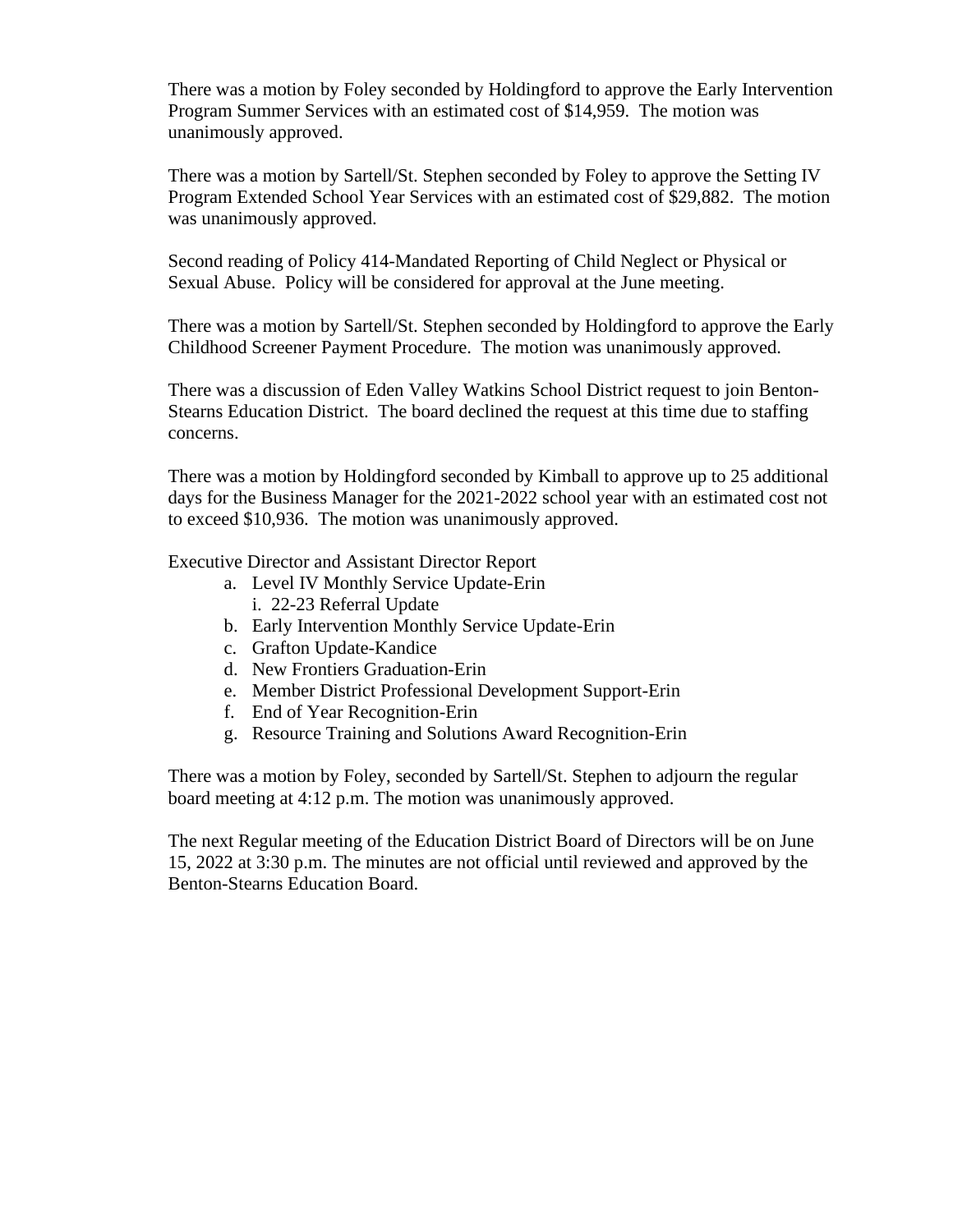There was a motion by Foley seconded by Holdingford to approve the Early Intervention Program Summer Services with an estimated cost of $14,959. The motion was unanimously approved.

There was a motion by Sartell/St. Stephen seconded by Foley to approve the Setting IV Program Extended School Year Services with an estimated cost of $29,882. The motion was unanimously approved.

Second reading of Policy 414-Mandated Reporting of Child Neglect or Physical or Sexual Abuse. Policy will be considered for approval at the June meeting.

There was a motion by Sartell/St. Stephen seconded by Holdingford to approve the Early Childhood Screener Payment Procedure. The motion was unanimously approved.

There was a discussion of Eden Valley Watkins School District request to join Benton-Stearns Education District. The board declined the request at this time due to staffing concerns.

There was a motion by Holdingford seconded by Kimball to approve up to 25 additional days for the Business Manager for the 2021-2022 school year with an estimated cost not to exceed $10,936. The motion was unanimously approved.

Executive Director and Assistant Director Report

a. Level IV Monthly Service Update-Erin
    i. 22-23 Referral Update
b. Early Intervention Monthly Service Update-Erin
c. Grafton Update-Kandice
d. New Frontiers Graduation-Erin
e. Member District Professional Development Support-Erin
f. End of Year Recognition-Erin
g. Resource Training and Solutions Award Recognition-Erin

There was a motion by Foley, seconded by Sartell/St. Stephen to adjourn the regular board meeting at 4:12 p.m. The motion was unanimously approved.

The next Regular meeting of the Education District Board of Directors will be on June 15, 2022 at 3:30 p.m. The minutes are not official until reviewed and approved by the Benton-Stearns Education Board.